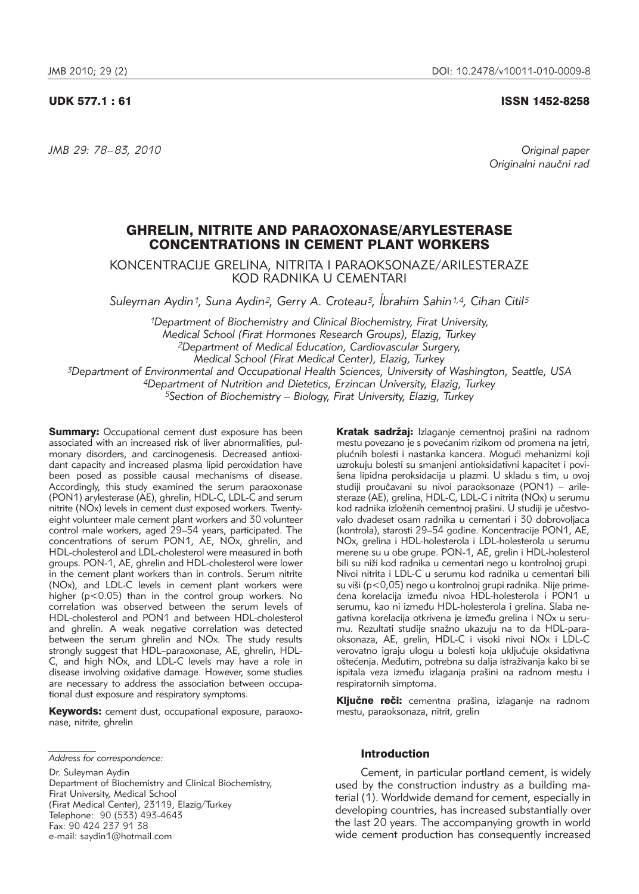UDK 577.1 : 61

ISSN 1452-8258

*Original paper*
*Originalni naučni rad*

# GHRELIN, NITRITE AND PARAOXONASE/ARYLESTERASE CONCENTRATIONS IN CEMENT PLANT WORKERS

## KONCENTRACIJE GRELINA, NITRITA I PARAOKSONAZE/ARILESTERAZE KOD RADNIKA U CEMENTARI

*Suleyman Aydin[1], Suna Aydin[2], Gerry A. Croteau[3], İbrahim Sahin[1,4], Cihan Citil[5]*

[1]Department of Biochemistry and Clinical Biochemistry, Firat University, Medical School (Firat Hormones Research Groups), Elazig, Turkey
[2]Department of Medical Education, Cardiovascular Surgery, Medical School (Firat Medical Center), Elazig, Turkey
[3]Department of Environmental and Occupational Health Sciences, University of Washington, Seattle, USA
[4]Department of Nutrition and Dietetics, Erzincan University, Elazig, Turkey
[5]Section of Biochemistry – Biology, Firat University, Elazig, Turkey

**Summary:** Occupational cement dust exposure has been associated with an increased risk of liver abnormalities, pulmonary disorders, and carcinogenesis. Decreased antioxidant capacity and increased plasma lipid peroxidation have been posed as possible causal mechanisms of disease. Accordingly, this study examined the serum paraoxonase (PON1) arylesterase (AE), ghrelin, HDL-C, LDL-C and serum nitrite (NOx) levels in cement dust exposed workers. Twenty-eight volunteer male cement plant workers and 30 volunteer control male workers, aged 29–54 years, participated. The concentrations of serum PON1, AE, NOx, ghrelin, and HDL-cholesterol and LDL-cholesterol were measured in both groups. PON-1, AE, ghrelin and HDL-cholesterol were lower in the cement plant workers than in controls. Serum nitrite (NOx), and LDL-C levels in cement plant workers were higher ($p<0.05$) than in the control group workers. No correlation was observed between the serum levels of HDL-cholesterol and PON1 and between HDL-cholesterol and ghrelin. A weak negative correlation was detected between the serum ghrelin and NOx. The study results strongly suggest that HDL–paraoxonase, AE, ghrelin, HDL-C, and high NOx, and LDL-C levels may have a role in disease involving oxidative damage. However, some studies are necessary to address the association between occupational dust exposure and respiratory symptoms.

**Keywords:** cement dust, occupational exposure, paraoxonase, nitrite, ghrelin

**Kratak sadržaj:** Izlaganje cementnoj prašini na radnom mestu povezano je s povećanim rizikom od promena na jetri, plućnih bolesti i nastanka kancera. Mogući mehanizmi koji uzrokuju bolesti su smanjeni antioksidativni kapacitet i povišena lipidna peroksidacija u plazmi. U skladu s tim, u ovoj studiji proučavani su nivoi paraoksonaze (PON1) – arilesteraze (AE), grelina, HDL-C, LDL-C i nitrita (NOx) u serumu kod radnika izloženih cementnoj prašini. U studiji je učestvovalo dvadeset osam radnika u cementari i 30 dobrovoljaca (kontrola), starosti 29–54 godine. Koncentracije PON1, AE, NOx, grelina i HDL-holesterola i LDL-holesterola u serumu merene su u obe grupe. PON-1, AE, grelin i HDL-holesterol bili su niži kod radnika u cementari nego u kontrolnoj grupi. Nivoi nitrita i LDL-C u serumu kod radnika u cementari bili su viši ($p<0,05$) nego u kontrolnoj grupi radnika. Nije primećena korelacija između nivoa HDL-holesterola i PON1 u serumu, kao ni između HDL-holesterola i grelina. Slaba negativna korelacija otkrivena je između grelina i NOx u serumu. Rezultati studije snažno ukazuju na to da HDL-paraoksonaza, AE, grelin, HDL-C i visoki nivoi NOx i LDL-C verovatno igraju ulogu u bolesti koja uključuje oksidativna oštećenja. Međutim, potrebna su dalja istraživanja kako bi se ispitala veza između izlaganja prašini na radnom mestu i respiratornih simptoma.

**Ključne reči:** cementna prašina, izlaganje na radnom mestu, paraoksonaza, nitrit, grelin

*Address for correspondence:*

Dr. Suleyman Aydin
Department of Biochemistry and Clinical Biochemistry, Firat University, Medical School (Firat Medical Center), 23119, Elazig/Turkey
Telephone: 90 (533) 493-4643
Fax: 90 424 237 91 38
e-mail: saydin1@hotmail.com

### Introduction

Cement, in particular portland cement, is widely used by the construction industry as a building material (1). Worldwide demand for cement, especially in developing countries, has increased substantially over the last 20 years. The accompanying growth in world wide cement production has consequently increased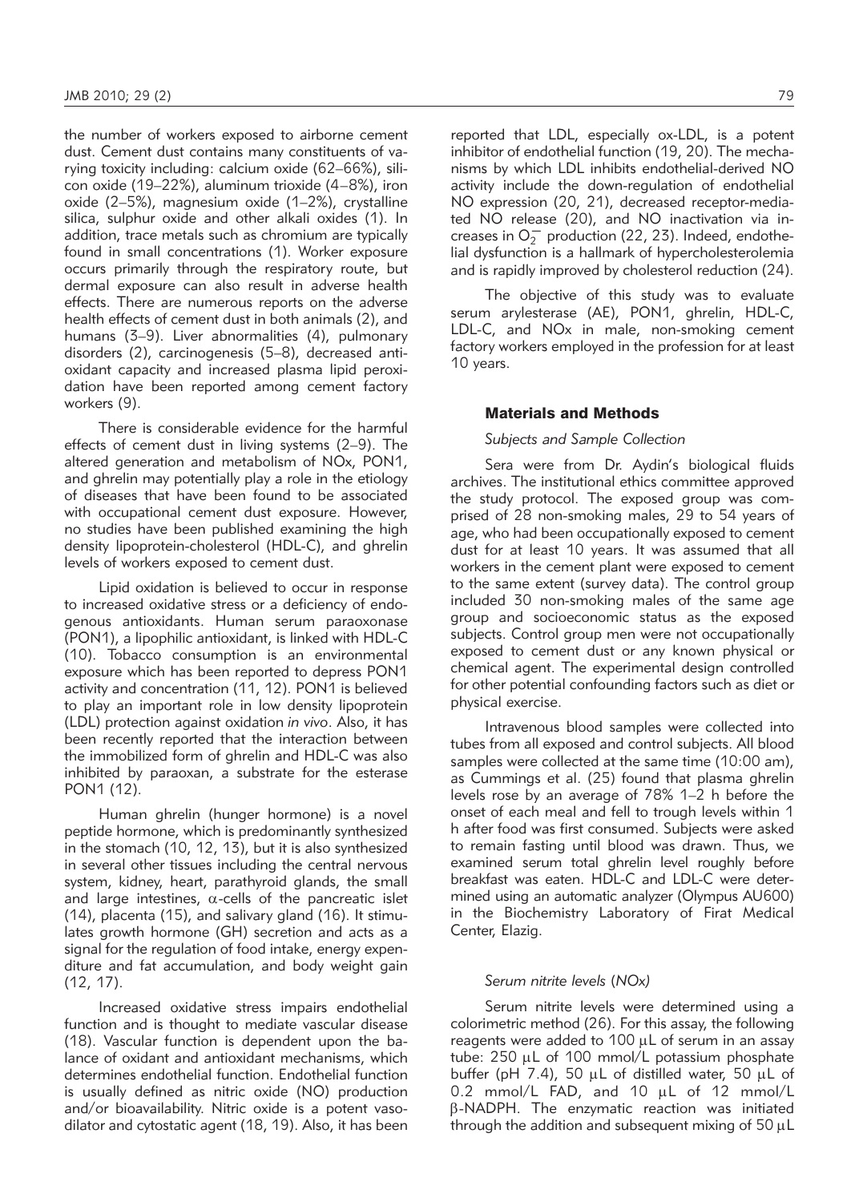the number of workers exposed to airborne cement dust. Cement dust contains many constituents of varying toxicity including: calcium oxide (62–66%), silicon oxide (19–22%), aluminum trioxide (4–8%), iron oxide (2–5%), magnesium oxide (1–2%), crystalline silica, sulphur oxide and other alkali oxides (1). In addition, trace metals such as chromium are typically found in small concentrations (1). Worker exposure occurs primarily through the respiratory route, but dermal exposure can also result in adverse health effects. There are numerous reports on the adverse health effects of cement dust in both animals (2), and humans (3–9). Liver abnormalities (4), pulmonary disorders (2), carcinogenesis (5–8), decreased antioxidant capacity and increased plasma lipid peroxidation have been reported among cement factory workers (9).

There is considerable evidence for the harmful effects of cement dust in living systems (2–9). The altered generation and metabolism of NOx, PON1, and ghrelin may potentially play a role in the etiology of diseases that have been found to be associated with occupational cement dust exposure. However, no studies have been published examining the high density lipoprotein-cholesterol (HDL-C), and ghrelin levels of workers exposed to cement dust.

Lipid oxidation is believed to occur in response to increased oxidative stress or a deficiency of endogenous antioxidants. Human serum paraoxonase (PON1), a lipophilic antioxidant, is linked with HDL-C (10). Tobacco consumption is an environmental exposure which has been reported to depress PON1 activity and concentration (11, 12). PON1 is believed to play an important role in low density lipoprotein (LDL) protection against oxidation *in vivo*. Also, it has been recently reported that the interaction between the immobilized form of ghrelin and HDL-C was also inhibited by paraoxan, a substrate for the esterase PON1 (12).

Human ghrelin (hunger hormone) is a novel peptide hormone, which is predominantly synthesized in the stomach (10, 12, 13), but it is also synthesized in several other tissues including the central nervous system, kidney, heart, parathyroid glands, the small and large intestines, $\alpha$-cells of the pancreatic islet (14), placenta (15), and salivary gland (16). It stimulates growth hormone (GH) secretion and acts as a signal for the regulation of food intake, energy expenditure and fat accumulation, and body weight gain (12, 17).

Increased oxidative stress impairs endothelial function and is thought to mediate vascular disease (18). Vascular function is dependent upon the balance of oxidant and antioxidant mechanisms, which determines endothelial function. Endothelial function is usually defined as nitric oxide (NO) production and/or bioavailability. Nitric oxide is a potent vasodilator and cytostatic agent (18, 19). Also, it has been reported that LDL, especially ox-LDL, is a potent inhibitor of endothelial function (19, 20). The mechanisms by which LDL inhibits endothelial-derived NO activity include the down-regulation of endothelial NO expression (20, 21), decreased receptor-mediated NO release (20), and NO inactivation via increases in $O_2^-$ production (22, 23). Indeed, endothelial dysfunction is a hallmark of hypercholesterolemia and is rapidly improved by cholesterol reduction (24).

The objective of this study was to evaluate serum arylesterase (AE), PON1, ghrelin, HDL-C, LDL-C, and NOx in male, non-smoking cement factory workers employed in the profession for at least 10 years.

## Materials and Methods

### *Subjects and Sample Collection*

Sera were from Dr. Aydin's biological fluids archives. The institutional ethics committee approved the study protocol. The exposed group was comprised of 28 non-smoking males, 29 to 54 years of age, who had been occupationally exposed to cement dust for at least 10 years. It was assumed that all workers in the cement plant were exposed to cement to the same extent (survey data). The control group included 30 non-smoking males of the same age group and socioeconomic status as the exposed subjects. Control group men were not occupationally exposed to cement dust or any known physical or chemical agent. The experimental design controlled for other potential confounding factors such as diet or physical exercise.

Intravenous blood samples were collected into tubes from all exposed and control subjects. All blood samples were collected at the same time (10:00 am), as Cummings et al. (25) found that plasma ghrelin levels rose by an average of 78% 1–2 h before the onset of each meal and fell to trough levels within 1 h after food was first consumed. Subjects were asked to remain fasting until blood was drawn. Thus, we examined serum total ghrelin level roughly before breakfast was eaten. HDL-C and LDL-C were determined using an automatic analyzer (Olympus AU600) in the Biochemistry Laboratory of Firat Medical Center, Elazig.

### *Serum nitrite levels (NOx)*

Serum nitrite levels were determined using a colorimetric method (26). For this assay, the following reagents were added to 100 μL of serum in an assay tube: 250 μL of 100 mmol/L potassium phosphate buffer (pH 7.4), 50 μL of distilled water, 50 μL of 0.2 mmol/L FAD, and 10 μL of 12 mmol/L $\beta$-NADPH. The enzymatic reaction was initiated through the addition and subsequent mixing of 50 μL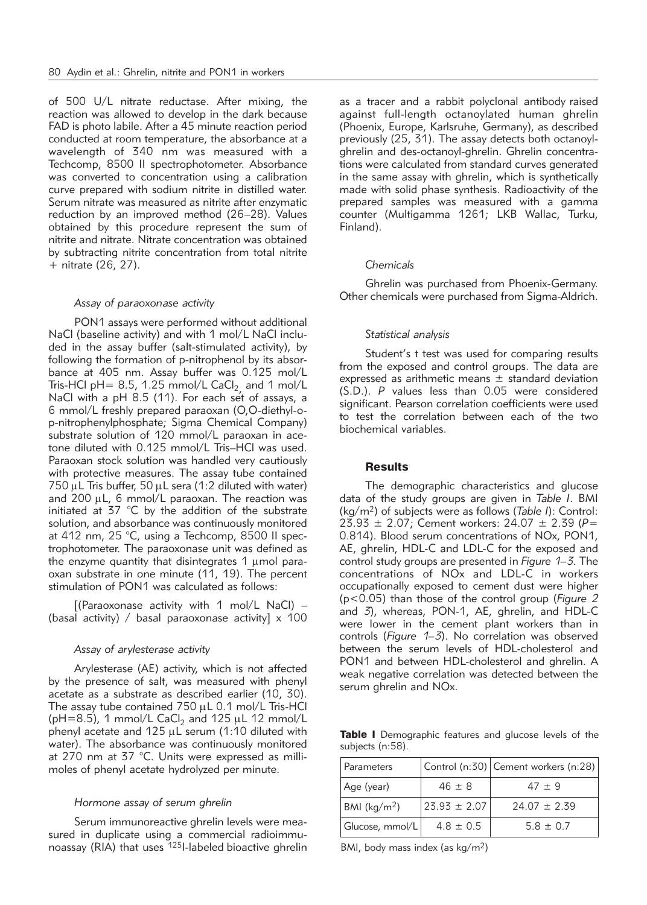of 500 U/L nitrate reductase. After mixing, the reaction was allowed to develop in the dark because FAD is photo labile. After a 45 minute reaction period conducted at room temperature, the absorbance at a wavelength of 340 nm was measured with a Techcomp, 8500 II spectrophotometer. Absorbance was converted to concentration using a calibration curve prepared with sodium nitrite in distilled water. Serum nitrate was measured as nitrite after enzymatic reduction by an improved method (26–28). Values obtained by this procedure represent the sum of nitrite and nitrate. Nitrate concentration was obtained by subtracting nitrite concentration from total nitrite + nitrate (26, 27).

### *Assay of paraoxonase activity*

PON1 assays were performed without additional NaCl (baseline activity) and with 1 mol/L NaCl included in the assay buffer (salt-stimulated activity), by following the formation of p-nitrophenol by its absorbance at 405 nm. Assay buffer was 0.125 mol/L Tris-HCl pH= 8.5, 1.25 mmol/L $CaCl_2$ and 1 mol/L NaCl with a pH 8.5 (11). For each set of assays, a 6 mmol/L freshly prepared paraoxan (O,O-diethyl-o-p-nitrophenylphosphate; Sigma Chemical Company) substrate solution of 120 mmol/L paraoxan in acetone diluted with 0.125 mmol/L Tris–HCl was used. Paraoxan stock solution was handled very cautiously with protective measures. The assay tube contained 750 μL Tris buffer, 50 μL sera (1:2 diluted with water) and 200 μL, 6 mmol/L paraoxan. The reaction was initiated at 37 °C by the addition of the substrate solution, and absorbance was continuously monitored at 412 nm, 25 °C, using a Techcomp, 8500 II spectrophotometer. The paraoxonase unit was defined as the enzyme quantity that disintegrates 1 μmol paraoxan substrate in one minute (11, 19). The percent stimulation of PON1 was calculated as follows:

[(Paraoxonase activity with 1 mol/L NaCl) – (basal activity) / basal paraoxonase activity] x 100

### *Assay of arylesterase activity*

Arylesterase (AE) activity, which is not affected by the presence of salt, was measured with phenyl acetate as a substrate as described earlier (10, 30). The assay tube contained 750 μL 0.1 mol/L Tris-HCl (pH=8.5), 1 mmol/L $CaCl_2$ and 125 μL 12 mmol/L phenyl acetate and 125 μL serum (1:10 diluted with water). The absorbance was continuously monitored at 270 nm at 37 °C. Units were expressed as millimoles of phenyl acetate hydrolyzed per minute.

### *Hormone assay of serum ghrelin*

Serum immunoreactive ghrelin levels were measured in duplicate using a commercial radioimmunoassay (RIA) that uses $^{125}$I-labeled bioactive ghrelin as a tracer and a rabbit polyclonal antibody raised against full-length octanoylated human ghrelin (Phoenix, Europe, Karlsruhe, Germany), as described previously (25, 31). The assay detects both octanoyl-ghrelin and des-octanoyl-ghrelin. Ghrelin concentrations were calculated from standard curves generated in the same assay with ghrelin, which is synthetically made with solid phase synthesis. Radioactivity of the prepared samples was measured with a gamma counter (Multigamma 1261; LKB Wallac, Turku, Finland).

### *Chemicals*

Ghrelin was purchased from Phoenix-Germany. Other chemicals were purchased from Sigma-Aldrich.

### *Statistical analysis*

Student's t test was used for comparing results from the exposed and control groups. The data are expressed as arithmetic means ± standard deviation (S.D.). *P* values less than 0.05 were considered significant. Pearson correlation coefficients were used to test the correlation between each of the two biochemical variables.

## **Results**

The demographic characteristics and glucose data of the study groups are given in *Table I*. BMI ($kg/m^2$) of subjects were as follows (*Table I*): Control: 23.93 ± 2.07; Cement workers: 24.07 ± 2.39 (*P*= 0.814). Blood serum concentrations of NOx, PON1, AE, ghrelin, HDL-C and LDL-C for the exposed and control study groups are presented in *Figure 1–3*. The concentrations of NOx and LDL-C in workers occupationally exposed to cement dust were higher ($p<0.05$) than those of the control group (*Figure 2* and *3*), whereas, PON-1, AE, ghrelin, and HDL-C were lower in the cement plant workers than in controls (*Figure 1–3*). No correlation was observed between the serum levels of HDL-cholesterol and PON1 and between HDL-cholesterol and ghrelin. A weak negative correlation was detected between the serum ghrelin and NOx.

**Table I** Demographic features and glucose levels of the subjects (n:58).

| Parameters | Control (n:30) | Cement workers (n:28) |
|---|---|---|
| Age (year) | 46 ± 8 | 47 ± 9 |
| BMI ($kg/m^2$) | 23.93 ± 2.07 | 24.07 ± 2.39 |
| Glucose, mmol/L | 4.8 ± 0.5 | 5.8 ± 0.7 |

BMI, body mass index (as $kg/m^2$)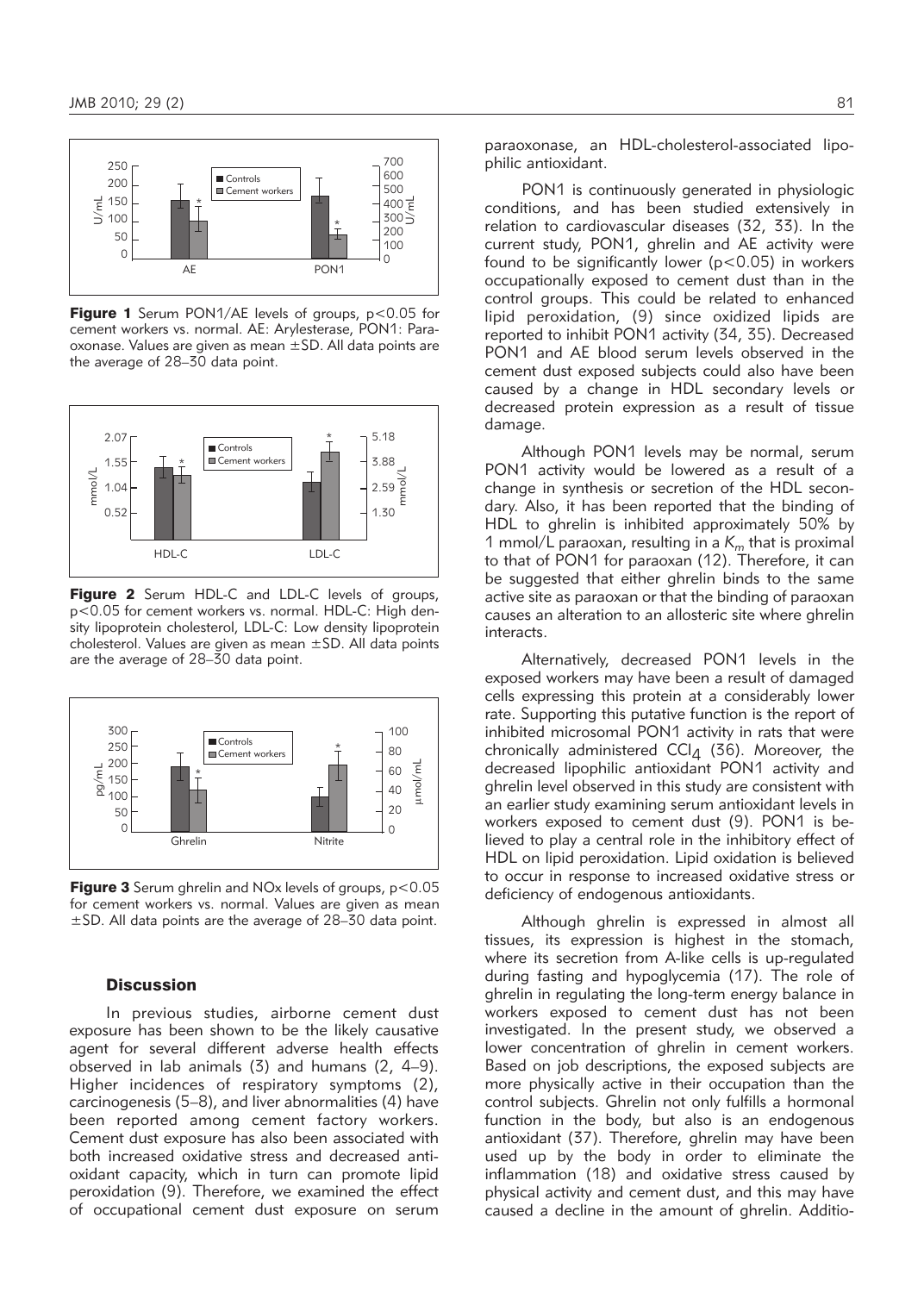Figure 1 Serum PON1/AE levels of groups, $p<0.05$ for cement workers vs. normal. AE: Arylesterase, PON1: Paraoxonase. Values are given as mean ±SD. All data points are the average of 28–30 data point.

Figure 2 Serum HDL-C and LDL-C levels of groups, $p<0.05$ for cement workers vs. normal. HDL-C: High density lipoprotein cholesterol, LDL-C: Low density lipoprotein cholesterol. Values are given as mean ±SD. All data points are the average of 28–30 data point.

Figure 3 Serum ghrelin and NOx levels of groups, $p<0.05$ for cement workers vs. normal. Values are given as mean ±SD. All data points are the average of 28–30 data point.

## Discussion

In previous studies, airborne cement dust exposure has been shown to be the likely causative agent for several different adverse health effects observed in lab animals (3) and humans (2, 4–9). Higher incidences of respiratory symptoms (2), carcinogenesis (5–8), and liver abnormalities (4) have been reported among cement factory workers. Cement dust exposure has also been associated with both increased oxidative stress and decreased antioxidant capacity, which in turn can promote lipid peroxidation (9). Therefore, we examined the effect of occupational cement dust exposure on serum paraoxonase, an HDL-cholesterol-associated lipophilic antioxidant.

PON1 is continuously generated in physiologic conditions, and has been studied extensively in relation to cardiovascular diseases (32, 33). In the current study, PON1, ghrelin and AE activity were found to be significantly lower ($p<0.05$) in workers occupationally exposed to cement dust than in the control groups. This could be related to enhanced lipid peroxidation, (9) since oxidized lipids are reported to inhibit PON1 activity (34, 35). Decreased PON1 and AE blood serum levels observed in the cement dust exposed subjects could also have been caused by a change in HDL secondary levels or decreased protein expression as a result of tissue damage.

Although PON1 levels may be normal, serum PON1 activity would be lowered as a result of a change in synthesis or secretion of the HDL secondary. Also, it has been reported that the binding of HDL to ghrelin is inhibited approximately 50% by 1 mmol/L paraoxan, resulting in a $K_m$ that is proximal to that of PON1 for paraoxan (12). Therefore, it can be suggested that either ghrelin binds to the same active site as paraoxan or that the binding of paraoxan causes an alteration to an allosteric site where ghrelin interacts.

Alternatively, decreased PON1 levels in the exposed workers may have been a result of damaged cells expressing this protein at a considerably lower rate. Supporting this putative function is the report of inhibited microsomal PON1 activity in rats that were chronically administered $CCl_4$ (36). Moreover, the decreased lipophilic antioxidant PON1 activity and ghrelin level observed in this study are consistent with an earlier study examining serum antioxidant levels in workers exposed to cement dust (9). PON1 is believed to play a central role in the inhibitory effect of HDL on lipid peroxidation. Lipid oxidation is believed to occur in response to increased oxidative stress or deficiency of endogenous antioxidants.

Although ghrelin is expressed in almost all tissues, its expression is highest in the stomach, where its secretion from A-like cells is up-regulated during fasting and hypoglycemia (17). The role of ghrelin in regulating the long-term energy balance in workers exposed to cement dust has not been investigated. In the present study, we observed a lower concentration of ghrelin in cement workers. Based on job descriptions, the exposed subjects are more physically active in their occupation than the control subjects. Ghrelin not only fulfills a hormonal function in the body, but also is an endogenous antioxidant (37). Therefore, ghrelin may have been used up by the body in order to eliminate the inflammation (18) and oxidative stress caused by physical activity and cement dust, and this may have caused a decline in the amount of ghrelin. Additio-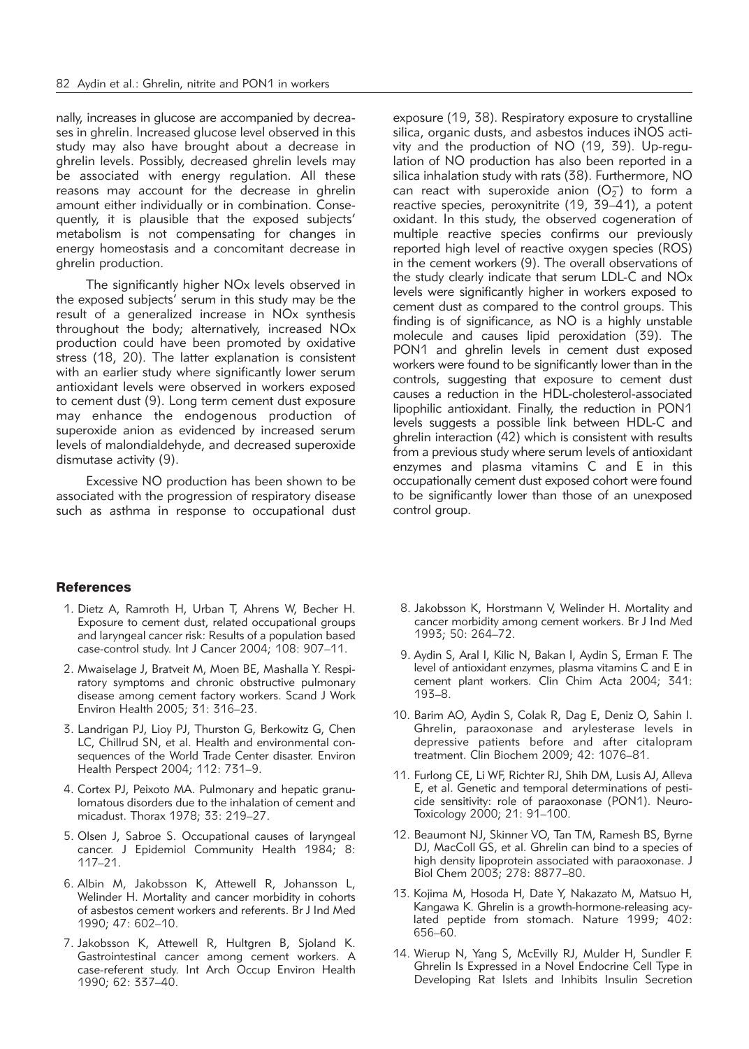nally, increases in glucose are accompanied by decreases in ghrelin. Increased glucose level observed in this study may also have brought about a decrease in ghrelin levels. Possibly, decreased ghrelin levels may be associated with energy regulation. All these reasons may account for the decrease in ghrelin amount either individually or in combination. Consequently, it is plausible that the exposed subjects' metabolism is not compensating for changes in energy homeostasis and a concomitant decrease in ghrelin production.

The significantly higher NOx levels observed in the exposed subjects' serum in this study may be the result of a generalized increase in NOx synthesis throughout the body; alternatively, increased NOx production could have been promoted by oxidative stress (18, 20). The latter explanation is consistent with an earlier study where significantly lower serum antioxidant levels were observed in workers exposed to cement dust (9). Long term cement dust exposure may enhance the endogenous production of superoxide anion as evidenced by increased serum levels of malondialdehyde, and decreased superoxide dismutase activity (9).

Excessive NO production has been shown to be associated with the progression of respiratory disease such as asthma in response to occupational dust exposure (19, 38). Respiratory exposure to crystalline silica, organic dusts, and asbestos induces iNOS activity and the production of NO (19, 39). Up-regulation of NO production has also been reported in a silica inhalation study with rats (38). Furthermore, NO can react with superoxide anion ($O_2^-$) to form a reactive species, peroxynitrite (19, 39–41), a potent oxidant. In this study, the observed cogeneration of multiple reactive species confirms our previously reported high level of reactive oxygen species (ROS) in the cement workers (9). The overall observations of the study clearly indicate that serum LDL-C and NOx levels were significantly higher in workers exposed to cement dust as compared to the control groups. This finding is of significance, as NO is a highly unstable molecule and causes lipid peroxidation (39). The PON1 and ghrelin levels in cement dust exposed workers were found to be significantly lower than in the controls, suggesting that exposure to cement dust causes a reduction in the HDL-cholesterol-associated lipophilic antioxidant. Finally, the reduction in PON1 levels suggests a possible link between HDL-C and ghrelin interaction (42) which is consistent with results from a previous study where serum levels of antioxidant enzymes and plasma vitamins C and E in this occupationally cement dust exposed cohort were found to be significantly lower than those of an unexposed control group.

## References

1. Dietz A, Ramroth H, Urban T, Ahrens W, Becher H. Exposure to cement dust, related occupational groups and laryngeal cancer risk: Results of a population based case-control study. Int J Cancer 2004; 108: 907–11.
2. Mwaiselage J, Bratveit M, Moen BE, Mashalla Y. Respiratory symptoms and chronic obstructive pulmonary disease among cement factory workers. Scand J Work Environ Health 2005; 31: 316–23.
3. Landrigan PJ, Lioy PJ, Thurston G, Berkowitz G, Chen LC, Chillrud SN, et al. Health and environmental consequences of the World Trade Center disaster. Environ Health Perspect 2004; 112: 731–9.
4. Cortex PJ, Peixoto MA. Pulmonary and hepatic granulomatous disorders due to the inhalation of cement and micadust. Thorax 1978; 33: 219–27.
5. Olsen J, Sabroe S. Occupational causes of laryngeal cancer. J Epidemiol Community Health 1984; 8: 117–21.
6. Albin M, Jakobsson K, Attewell R, Johansson L, Welinder H. Mortality and cancer morbidity in cohorts of asbestos cement workers and referents. Br J Ind Med 1990; 47: 602–10.
7. Jakobsson K, Attewell R, Hultgren B, Sjoland K. Gastrointestinal cancer among cement workers. A case-referent study. Int Arch Occup Environ Health 1990; 62: 337–40.
8. Jakobsson K, Horstmann V, Welinder H. Mortality and cancer morbidity among cement workers. Br J Ind Med 1993; 50: 264–72.
9. Aydin S, Aral I, Kilic N, Bakan I, Aydin S, Erman F. The level of antioxidant enzymes, plasma vitamins C and E in cement plant workers. Clin Chim Acta 2004; 341: 193–8.
10. Barim AO, Aydin S, Colak R, Dag E, Deniz O, Sahin I. Ghrelin, paraoxonase and arylesterase levels in depressive patients before and after citalopram treatment. Clin Biochem 2009; 42: 1076–81.
11. Furlong CE, Li WF, Richter RJ, Shih DM, Lusis AJ, Alleva E, et al. Genetic and temporal determinations of pesticide sensitivity: role of paraoxonase (PON1). NeuroToxicology 2000; 21: 91–100.
12. Beaumont NJ, Skinner VO, Tan TM, Ramesh BS, Byrne DJ, MacColl GS, et al. Ghrelin can bind to a species of high density lipoprotein associated with paraoxonase. J Biol Chem 2003; 278: 8877–80.
13. Kojima M, Hosoda H, Date Y, Nakazato M, Matsuo H, Kangawa K. Ghrelin is a growth-hormone-releasing acylated peptide from stomach. Nature 1999; 402: 656–60.
14. Wierup N, Yang S, McEvilly RJ, Mulder H, Sundler F. Ghrelin Is Expressed in a Novel Endocrine Cell Type in Developing Rat Islets and Inhibits Insulin Secretion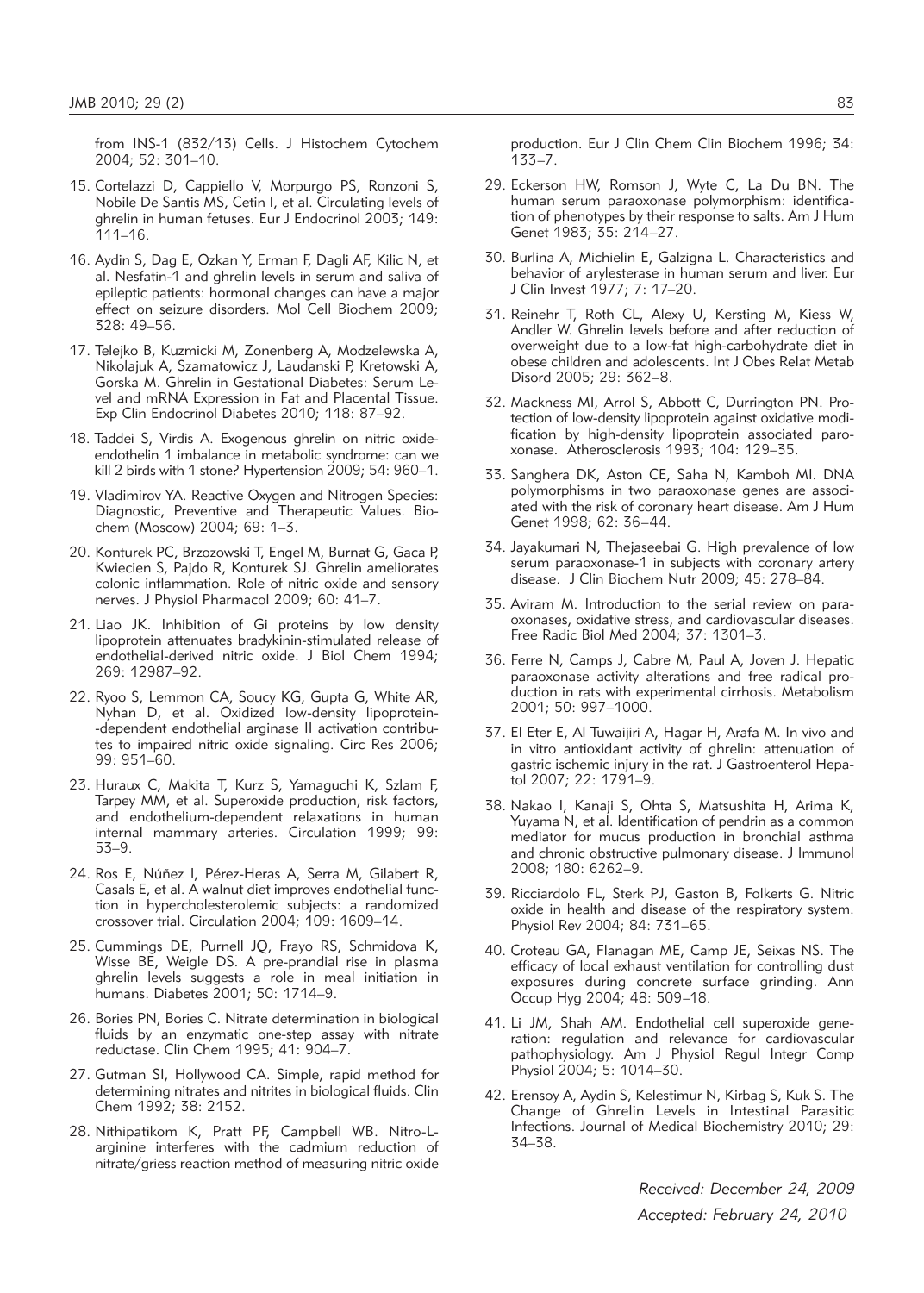from INS-1 (832/13) Cells. J Histochem Cytochem 2004; 52: 301–10.

15. Cortelazzi D, Cappiello V, Morpurgo PS, Ronzoni S, Nobile De Santis MS, Cetin I, et al. Circulating levels of ghrelin in human fetuses. Eur J Endocrinol 2003; 149: 111–16.

16. Aydin S, Dag E, Ozkan Y, Erman F, Dagli AF, Kilic N, et al. Nesfatin-1 and ghrelin levels in serum and saliva of epileptic patients: hormonal changes can have a major effect on seizure disorders. Mol Cell Biochem 2009; 328: 49–56.

17. Telejko B, Kuzmicki M, Zonenberg A, Modzelewska A, Nikolajuk A, Szamatowicz J, Laudanski P, Kretowski A, Gorska M. Ghrelin in Gestational Diabetes: Serum Level and mRNA Expression in Fat and Placental Tissue. Exp Clin Endocrinol Diabetes 2010; 118: 87–92.

18. Taddei S, Virdis A. Exogenous ghrelin on nitric oxide-endothelin 1 imbalance in metabolic syndrome: can we kill 2 birds with 1 stone? Hypertension 2009; 54: 960–1.

19. Vladimirov YA. Reactive Oxygen and Nitrogen Species: Diagnostic, Preventive and Therapeutic Values. Biochem (Moscow) 2004; 69: 1–3.

20. Konturek PC, Brzozowski T, Engel M, Burnat G, Gaca P, Kwiecien S, Pajdo R, Konturek SJ. Ghrelin ameliorates colonic inflammation. Role of nitric oxide and sensory nerves. J Physiol Pharmacol 2009; 60: 41–7.

21. Liao JK. Inhibition of Gi proteins by low density lipoprotein attenuates bradykinin-stimulated release of endothelial-derived nitric oxide. J Biol Chem 1994; 269: 12987–92.

22. Ryoo S, Lemmon CA, Soucy KG, Gupta G, White AR, Nyhan D, et al. Oxidized low-density lipoprotein--dependent endothelial arginase II activation contributes to impaired nitric oxide signaling. Circ Res 2006; 99: 951–60.

23. Huraux C, Makita T, Kurz S, Yamaguchi K, Szlam F, Tarpey MM, et al. Superoxide production, risk factors, and endothelium-dependent relaxations in human internal mammary arteries. Circulation 1999; 99: 53–9.

24. Ros E, Núñez I, Pérez-Heras A, Serra M, Gilabert R, Casals E, et al. A walnut diet improves endothelial function in hypercholesterolemic subjects: a randomized crossover trial. Circulation 2004; 109: 1609–14.

25. Cummings DE, Purnell JQ, Frayo RS, Schmidova K, Wisse BE, Weigle DS. A pre-prandial rise in plasma ghrelin levels suggests a role in meal initiation in humans. Diabetes 2001; 50: 1714–9.

26. Bories PN, Bories C. Nitrate determination in biological fluids by an enzymatic one-step assay with nitrate reductase. Clin Chem 1995; 41: 904–7.

27. Gutman SI, Hollywood CA. Simple, rapid method for determining nitrates and nitrites in biological fluids. Clin Chem 1992; 38: 2152.

28. Nithipatikom K, Pratt PF, Campbell WB. Nitro-L-arginine interferes with the cadmium reduction of nitrate/griess reaction method of measuring nitric oxide production. Eur J Clin Chem Clin Biochem 1996; 34: 133–7.

29. Eckerson HW, Romson J, Wyte C, La Du BN. The human serum paraoxonase polymorphism: identification of phenotypes by their response to salts. Am J Hum Genet 1983; 35: 214–27.

30. Burlina A, Michielin E, Galzigna L. Characteristics and behavior of arylesterase in human serum and liver. Eur J Clin Invest 1977; 7: 17–20.

31. Reinehr T, Roth CL, Alexy U, Kersting M, Kiess W, Andler W. Ghrelin levels before and after reduction of overweight due to a low-fat high-carbohydrate diet in obese children and adolescents. Int J Obes Relat Metab Disord 2005; 29: 362–8.

32. Mackness MI, Arrol S, Abbott C, Durrington PN. Protection of low-density lipoprotein against oxidative modification by high-density lipoprotein associated paraoxonase. Atherosclerosis 1993; 104: 129–35.

33. Sanghera DK, Aston CE, Saha N, Kamboh MI. DNA polymorphisms in two paraoxonase genes are associated with the risk of coronary heart disease. Am J Hum Genet 1998; 62: 36–44.

34. Jayakumari N, Thejaseebai G. High prevalence of low serum paraoxonase-1 in subjects with coronary artery disease. J Clin Biochem Nutr 2009; 45: 278–84.

35. Aviram M. Introduction to the serial review on paraoxonases, oxidative stress, and cardiovascular diseases. Free Radic Biol Med 2004; 37: 1301–3.

36. Ferre N, Camps J, Cabre M, Paul A, Joven J. Hepatic paraoxonase activity alterations and free radical production in rats with experimental cirrhosis. Metabolism 2001; 50: 997–1000.

37. El Eter E, Al Tuwaijiri A, Hagar H, Arafa M. In vivo and in vitro antioxidant activity of ghrelin: attenuation of gastric ischemic injury in the rat. J Gastroenterol Hepatol 2007; 22: 1791–9.

38. Nakao I, Kanaji S, Ohta S, Matsushita H, Arima K, Yuyama N, et al. Identification of pendrin as a common mediator for mucus production in bronchial asthma and chronic obstructive pulmonary disease. J Immunol 2008; 180: 6262–9.

39. Ricciardolo FL, Sterk PJ, Gaston B, Folkerts G. Nitric oxide in health and disease of the respiratory system. Physiol Rev 2004; 84: 731–65.

40. Croteau GA, Flanagan ME, Camp JE, Seixas NS. The efficacy of local exhaust ventilation for controlling dust exposures during concrete surface grinding. Ann Occup Hyg 2004; 48: 509–18.

41. Li JM, Shah AM. Endothelial cell superoxide generation: regulation and relevance for cardiovascular pathophysiology. Am J Physiol Regul Integr Comp Physiol 2004; 5: 1014–30.

42. Erensoy A, Aydin S, Kelestimur N, Kirbag S, Kuk S. The Change of Ghrelin Levels in Intestinal Parasitic Infections. Journal of Medical Biochemistry 2010; 29: 34–38.

*Received: December 24, 2009*

*Accepted: February 24, 2010*